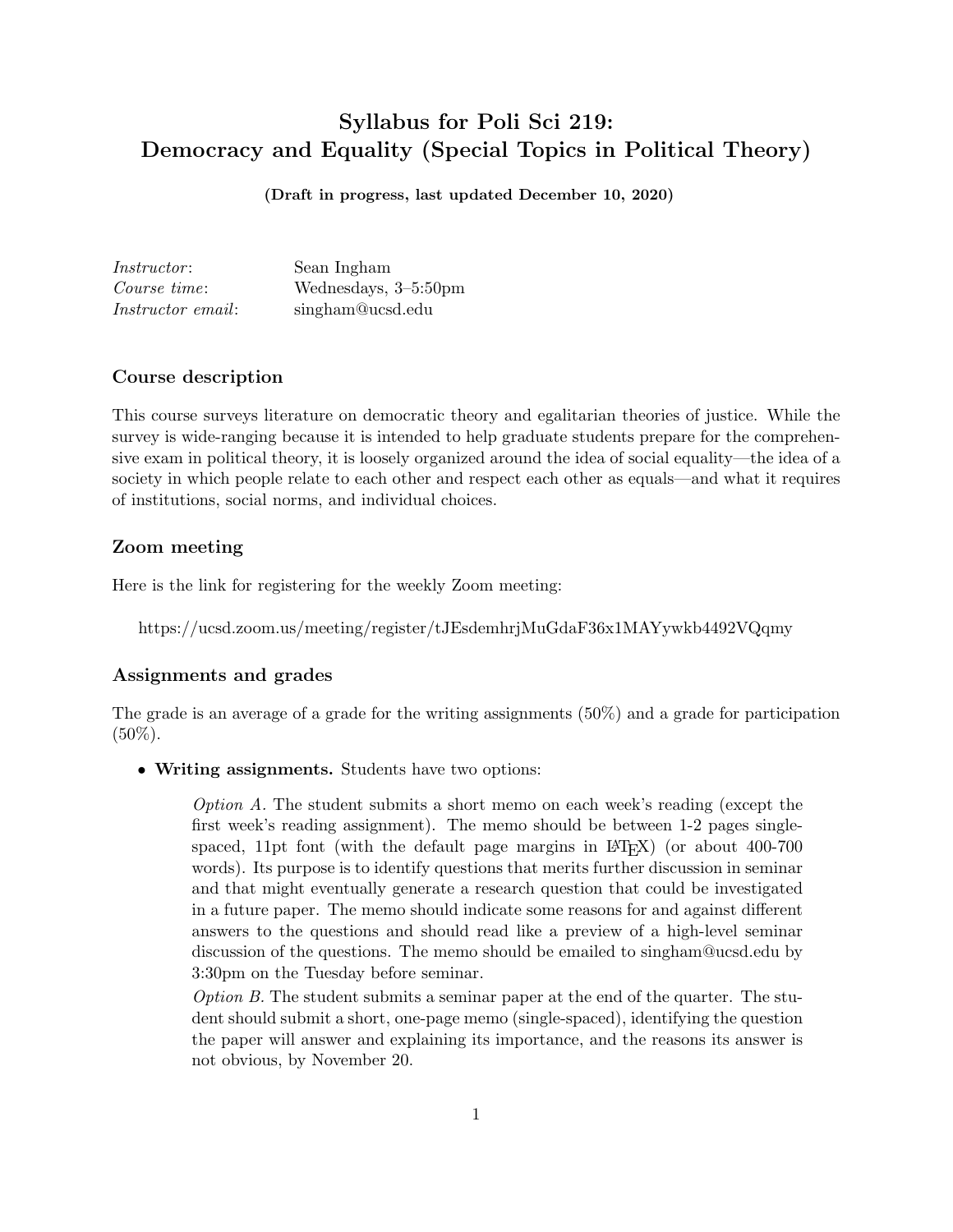# Syllabus for Poli Sci 219: Democracy and Equality (Special Topics in Political Theory)

**(Draft in progress, last updated December 10, 2020)**

*Instructor*: Sean Ingham
*Course time*: Wednesdays, 3–5:50pm
*Instructor email*: singham@ucsd.edu

## Course description

This course surveys literature on democratic theory and egalitarian theories of justice. While the survey is wide-ranging because it is intended to help graduate students prepare for the comprehensive exam in political theory, it is loosely organized around the idea of social equality—the idea of a society in which people relate to each other and respect each other as equals—and what it requires of institutions, social norms, and individual choices.

## Zoom meeting

Here is the link for registering for the weekly Zoom meeting:

> https://ucsd.zoom.us/meeting/register/tJEsdemhrjMuGdaF36x1MAYywkb4492VQqmy

## Assignments and grades

The grade is an average of a grade for the writing assignments (50%) and a grade for participation (50%).

- **Writing assignments.** Students have two options:

  > *Option A.* The student submits a short memo on each week's reading (except the first week's reading assignment). The memo should be between 1-2 pages single-spaced, 11pt font (with the default page margins in LaTeX) (or about 400-700 words). Its purpose is to identify questions that merits further discussion in seminar and that might eventually generate a research question that could be investigated in a future paper. The memo should indicate some reasons for and against different answers to the questions and should read like a preview of a high-level seminar discussion of the questions. The memo should be emailed to singham@ucsd.edu by 3:30pm on the Tuesday before seminar.
  >
  > *Option B.* The student submits a seminar paper at the end of the quarter. The student should submit a short, one-page memo (single-spaced), identifying the question the paper will answer and explaining its importance, and the reasons its answer is not obvious, by November 20.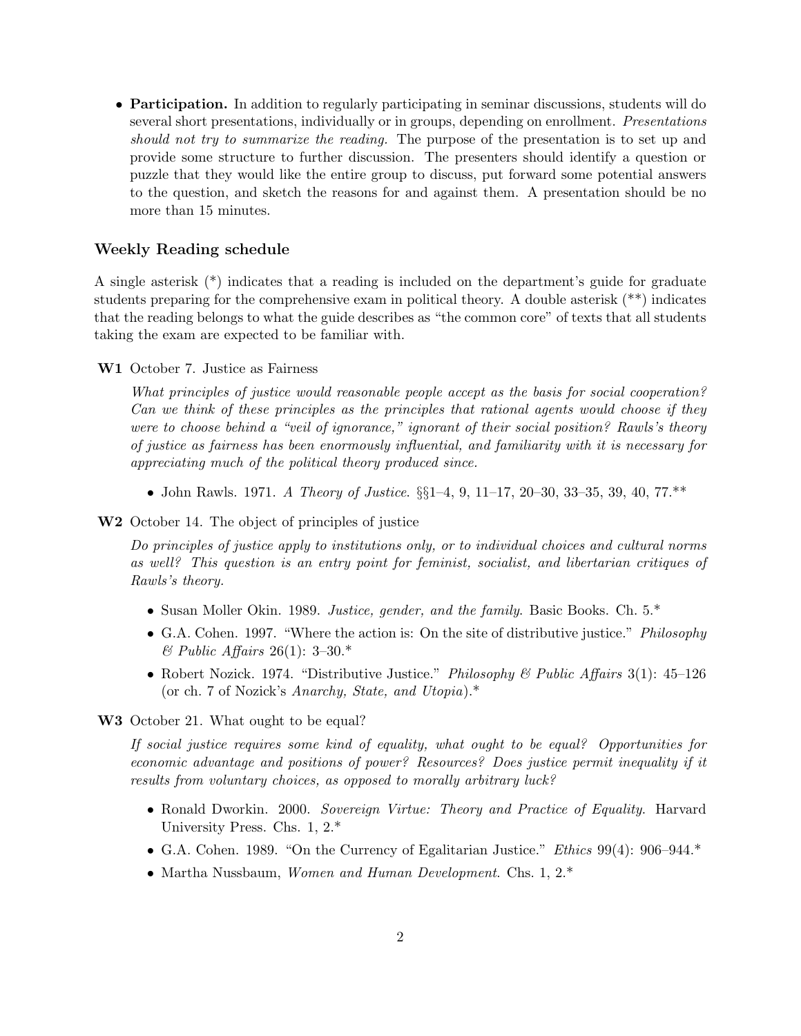- **Participation.** In addition to regularly participating in seminar discussions, students will do several short presentations, individually or in groups, depending on enrollment. *Presentations should not try to summarize the reading.* The purpose of the presentation is to set up and provide some structure to further discussion. The presenters should identify a question or puzzle that they would like the entire group to discuss, put forward some potential answers to the question, and sketch the reasons for and against them. A presentation should be no more than 15 minutes.

### Weekly Reading schedule

A single asterisk (*) indicates that a reading is included on the department's guide for graduate students preparing for the comprehensive exam in political theory. A double asterisk (**) indicates that the reading belongs to what the guide describes as "the common core" of texts that all students taking the exam are expected to be familiar with.

**W1** October 7. Justice as Fairness

*What principles of justice would reasonable people accept as the basis for social cooperation? Can we think of these principles as the principles that rational agents would choose if they were to choose behind a "veil of ignorance," ignorant of their social position? Rawls's theory of justice as fairness has been enormously influential, and familiarity with it is necessary for appreciating much of the political theory produced since.*

- John Rawls. 1971. *A Theory of Justice*. §§1–4, 9, 11–17, 20–30, 33–35, 39, 40, 77.**

**W2** October 14. The object of principles of justice

*Do principles of justice apply to institutions only, or to individual choices and cultural norms as well? This question is an entry point for feminist, socialist, and libertarian critiques of Rawls's theory.*

- Susan Moller Okin. 1989. *Justice, gender, and the family*. Basic Books. Ch. 5.*
- G.A. Cohen. 1997. "Where the action is: On the site of distributive justice." *Philosophy & Public Affairs* 26(1): 3–30.*
- Robert Nozick. 1974. "Distributive Justice." *Philosophy & Public Affairs* 3(1): 45–126 (or ch. 7 of Nozick's *Anarchy, State, and Utopia*).*

**W3** October 21. What ought to be equal?

*If social justice requires some kind of equality, what ought to be equal? Opportunities for economic advantage and positions of power? Resources? Does justice permit inequality if it results from voluntary choices, as opposed to morally arbitrary luck?*

- Ronald Dworkin. 2000. *Sovereign Virtue: Theory and Practice of Equality*. Harvard University Press. Chs. 1, 2.*
- G.A. Cohen. 1989. "On the Currency of Egalitarian Justice." *Ethics* 99(4): 906–944.*
- Martha Nussbaum, *Women and Human Development*. Chs. 1, 2.*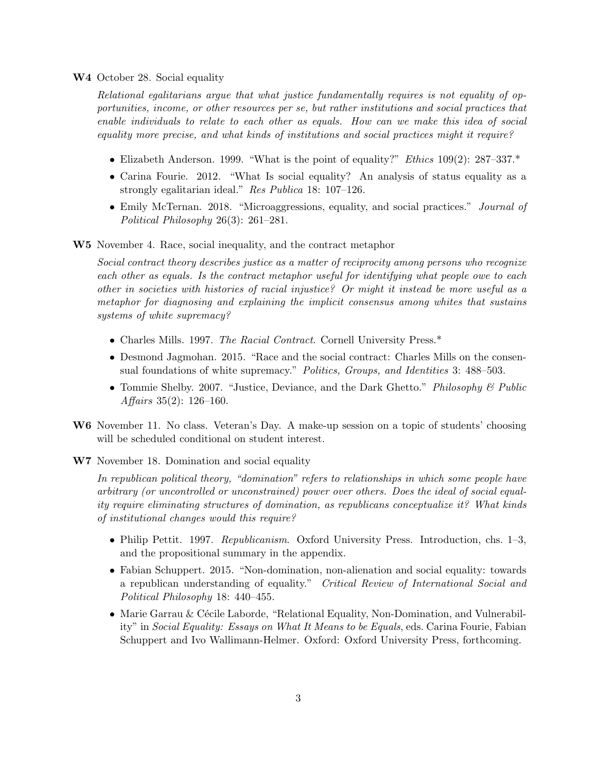**W4** October 28. Social equality

*Relational egalitarians argue that what justice fundamentally requires is not equality of opportunities, income, or other resources per se, but rather institutions and social practices that enable individuals to relate to each other as equals. How can we make this idea of social equality more precise, and what kinds of institutions and social practices might it require?*

- Elizabeth Anderson. 1999. "What is the point of equality?" *Ethics* 109(2): 287–337.*
- Carina Fourie. 2012. "What Is social equality? An analysis of status equality as a strongly egalitarian ideal." *Res Publica* 18: 107–126.
- Emily McTernan. 2018. "Microaggressions, equality, and social practices." *Journal of Political Philosophy* 26(3): 261–281.

**W5** November 4. Race, social inequality, and the contract metaphor

*Social contract theory describes justice as a matter of reciprocity among persons who recognize each other as equals. Is the contract metaphor useful for identifying what people owe to each other in societies with histories of racial injustice? Or might it instead be more useful as a metaphor for diagnosing and explaining the implicit consensus among whites that sustains systems of white supremacy?*

- Charles Mills. 1997. *The Racial Contract*. Cornell University Press.*
- Desmond Jagmohan. 2015. "Race and the social contract: Charles Mills on the consensual foundations of white supremacy." *Politics, Groups, and Identities* 3: 488–503.
- Tommie Shelby. 2007. "Justice, Deviance, and the Dark Ghetto." *Philosophy & Public Affairs* 35(2): 126–160.

**W6** November 11. No class. Veteran's Day. A make-up session on a topic of students' choosing will be scheduled conditional on student interest.

**W7** November 18. Domination and social equality

*In republican political theory, "domination" refers to relationships in which some people have arbitrary (or uncontrolled or unconstrained) power over others. Does the ideal of social equality require eliminating structures of domination, as republicans conceptualize it? What kinds of institutional changes would this require?*

- Philip Pettit. 1997. *Republicanism*. Oxford University Press. Introduction, chs. 1–3, and the propositional summary in the appendix.
- Fabian Schuppert. 2015. "Non-domination, non-alienation and social equality: towards a republican understanding of equality." *Critical Review of International Social and Political Philosophy* 18: 440–455.
- Marie Garrau & Cécile Laborde, "Relational Equality, Non-Domination, and Vulnerability" in *Social Equality: Essays on What It Means to be Equals*, eds. Carina Fourie, Fabian Schuppert and Ivo Wallimann-Helmer. Oxford: Oxford University Press, forthcoming.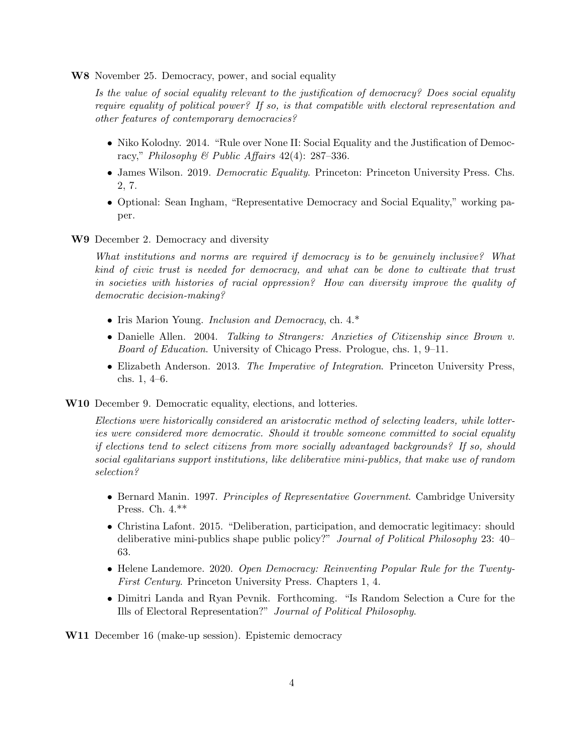**W8** November 25. Democracy, power, and social equality

*Is the value of social equality relevant to the justification of democracy? Does social equality require equality of political power? If so, is that compatible with electoral representation and other features of contemporary democracies?*

- Niko Kolodny. 2014. "Rule over None II: Social Equality and the Justification of Democracy," *Philosophy & Public Affairs* 42(4): 287–336.
- James Wilson. 2019. *Democratic Equality*. Princeton: Princeton University Press. Chs. 2, 7.
- Optional: Sean Ingham, "Representative Democracy and Social Equality," working paper.

**W9** December 2. Democracy and diversity

*What institutions and norms are required if democracy is to be genuinely inclusive? What kind of civic trust is needed for democracy, and what can be done to cultivate that trust in societies with histories of racial oppression? How can diversity improve the quality of democratic decision-making?*

- Iris Marion Young. *Inclusion and Democracy*, ch. 4.*
- Danielle Allen. 2004. *Talking to Strangers: Anxieties of Citizenship since Brown v. Board of Education*. University of Chicago Press. Prologue, chs. 1, 9–11.
- Elizabeth Anderson. 2013. *The Imperative of Integration*. Princeton University Press, chs. 1, 4–6.

**W10** December 9. Democratic equality, elections, and lotteries.

*Elections were historically considered an aristocratic method of selecting leaders, while lotteries were considered more democratic. Should it trouble someone committed to social equality if elections tend to select citizens from more socially advantaged backgrounds? If so, should social egalitarians support institutions, like deliberative mini-publics, that make use of random selection?*

- Bernard Manin. 1997. *Principles of Representative Government*. Cambridge University Press. Ch. 4.**
- Christina Lafont. 2015. "Deliberation, participation, and democratic legitimacy: should deliberative mini-publics shape public policy?" *Journal of Political Philosophy* 23: 40–63.
- Helene Landemore. 2020. *Open Democracy: Reinventing Popular Rule for the Twenty-First Century*. Princeton University Press. Chapters 1, 4.
- Dimitri Landa and Ryan Pevnik. Forthcoming. "Is Random Selection a Cure for the Ills of Electoral Representation?" *Journal of Political Philosophy*.

**W11** December 16 (make-up session). Epistemic democracy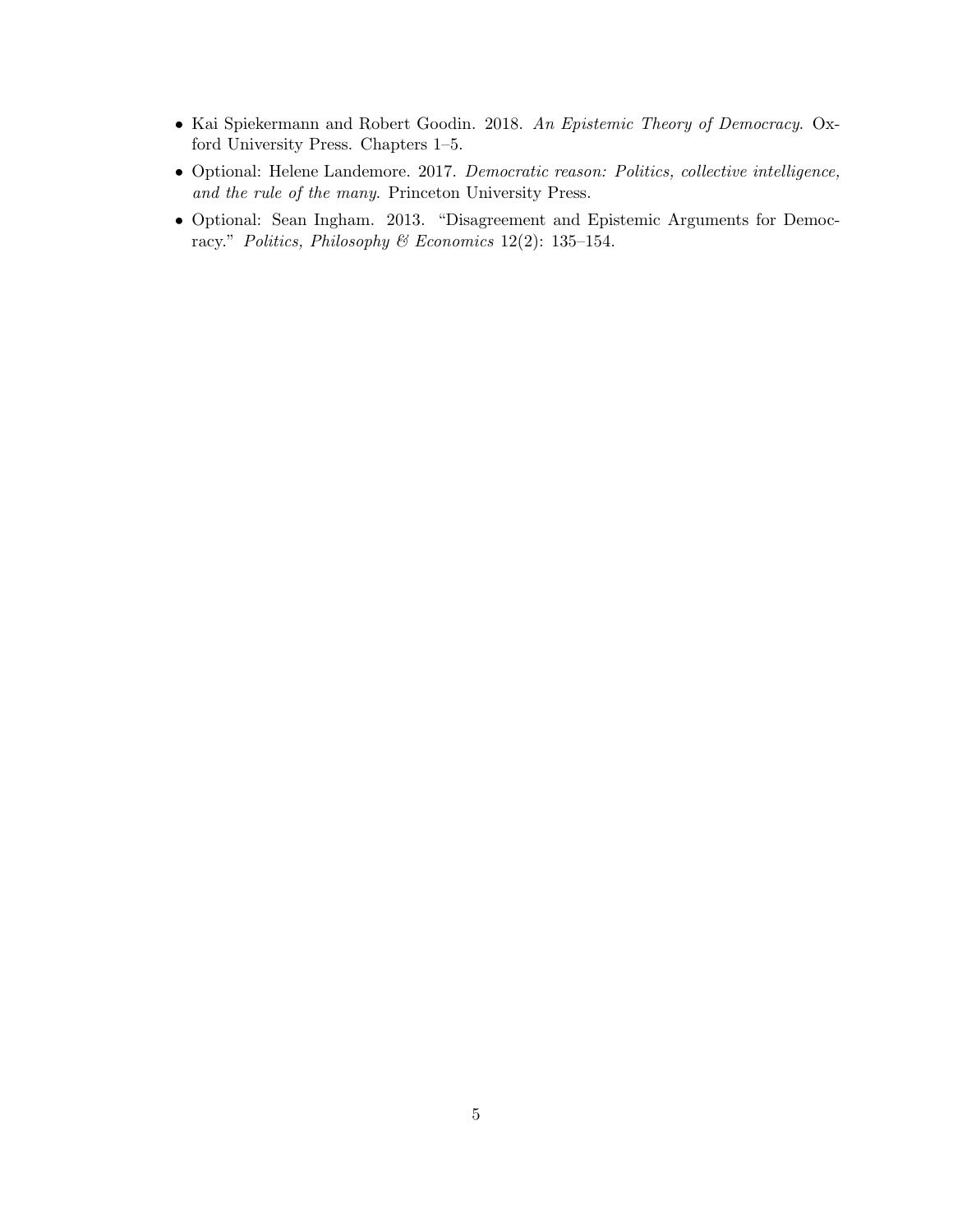- Kai Spiekermann and Robert Goodin. 2018. *An Epistemic Theory of Democracy*. Oxford University Press. Chapters 1–5.
- Optional: Helene Landemore. 2017. *Democratic reason: Politics, collective intelligence, and the rule of the many*. Princeton University Press.
- Optional: Sean Ingham. 2013. "Disagreement and Epistemic Arguments for Democracy." *Politics, Philosophy & Economics* 12(2): 135–154.